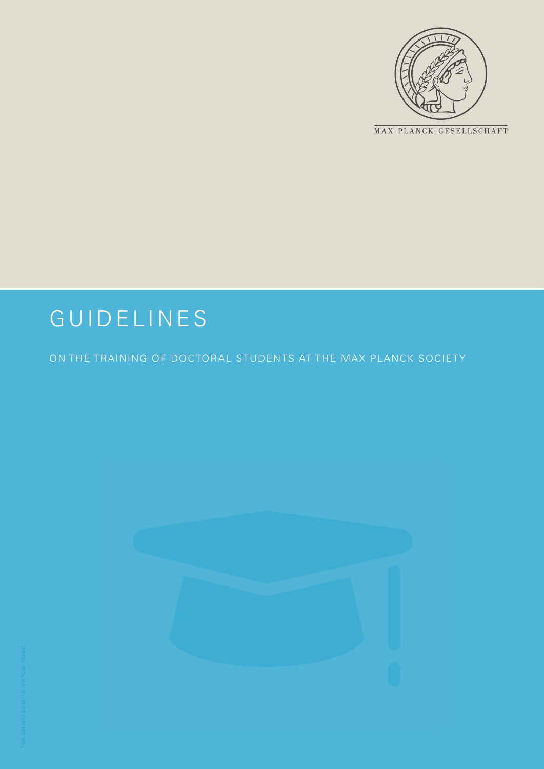MAX-PLANCK-GESELLSCHAFT

# GUIDELINES

ON THE TRAINING OF DOCTORAL STUDENTS AT THE MAX PLANCK SOCIETY

Title: iconsmind.com für The Noun Project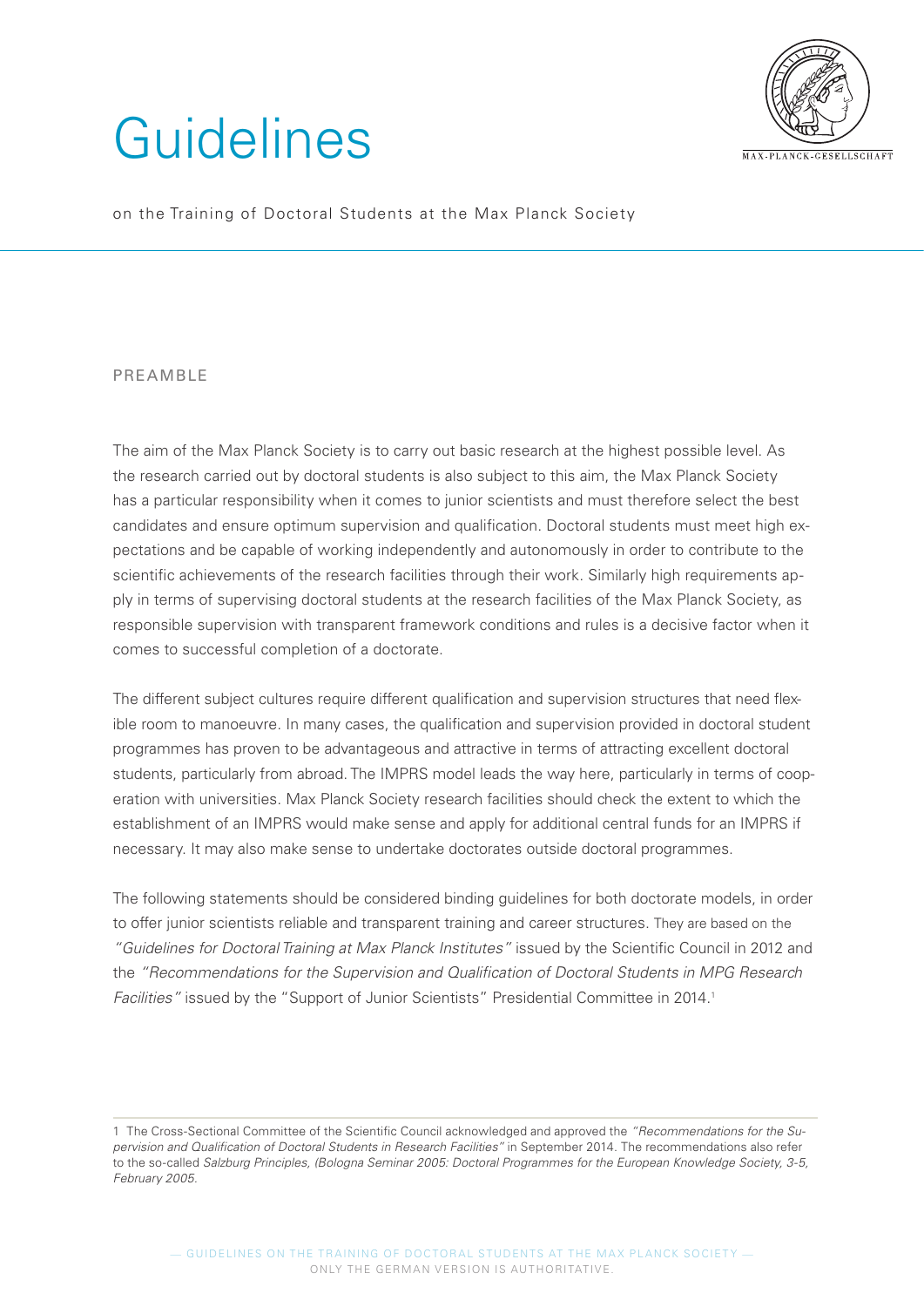# Guidelines

on the Training of Doctoral Students at the Max Planck Society

## PREAMBLE

The aim of the Max Planck Society is to carry out basic research at the highest possible level. As the research carried out by doctoral students is also subject to this aim, the Max Planck Society has a particular responsibility when it comes to junior scientists and must therefore select the best candidates and ensure optimum supervision and qualification. Doctoral students must meet high expectations and be capable of working independently and autonomously in order to contribute to the scientific achievements of the research facilities through their work. Similarly high requirements apply in terms of supervising doctoral students at the research facilities of the Max Planck Society, as responsible supervision with transparent framework conditions and rules is a decisive factor when it comes to successful completion of a doctorate.

The different subject cultures require different qualification and supervision structures that need flexible room to manoeuvre. In many cases, the qualification and supervision provided in doctoral student programmes has proven to be advantageous and attractive in terms of attracting excellent doctoral students, particularly from abroad. The IMPRS model leads the way here, particularly in terms of cooperation with universities. Max Planck Society research facilities should check the extent to which the establishment of an IMPRS would make sense and apply for additional central funds for an IMPRS if necessary. It may also make sense to undertake doctorates outside doctoral programmes.

The following statements should be considered binding guidelines for both doctorate models, in order to offer junior scientists reliable and transparent training and career structures. They are based on the *"Guidelines for Doctoral Training at Max Planck Institutes"* issued by the Scientific Council in 2012 and the *"Recommendations for the Supervision and Qualification of Doctoral Students in MPG Research Facilities"* issued by the "Support of Junior Scientists" Presidential Committee in 2014.[1]

---

1 The Cross-Sectional Committee of the Scientific Council acknowledged and approved the *"Recommendations for the Supervision and Qualification of Doctoral Students in Research Facilities"* in September 2014. The recommendations also refer to the so-called *Salzburg Principles, (Bologna Seminar 2005: Doctoral Programmes for the European Knowledge Society, 3-5, February 2005.*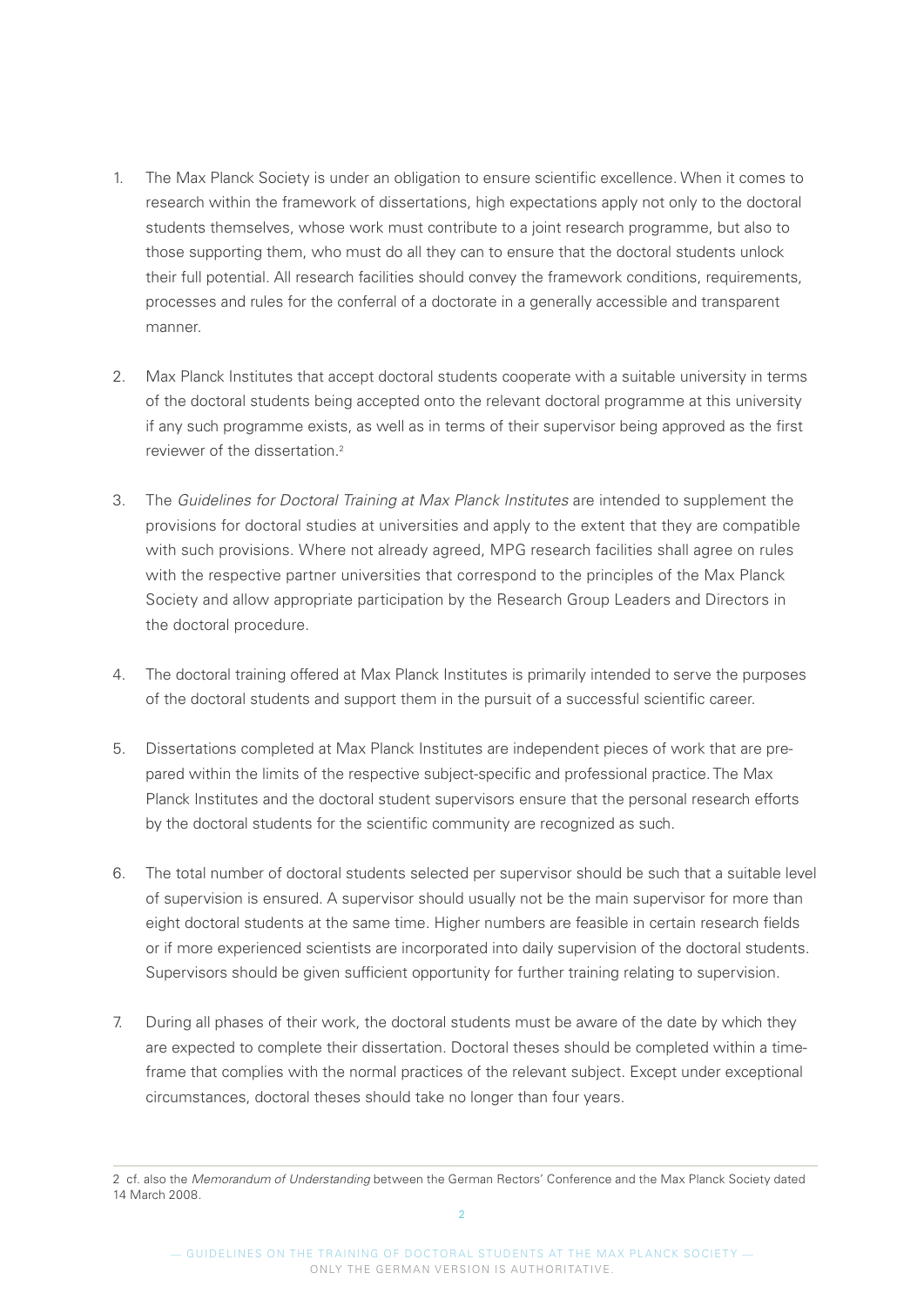1. The Max Planck Society is under an obligation to ensure scientific excellence. When it comes to research within the framework of dissertations, high expectations apply not only to the doctoral students themselves, whose work must contribute to a joint research programme, but also to those supporting them, who must do all they can to ensure that the doctoral students unlock their full potential. All research facilities should convey the framework conditions, requirements, processes and rules for the conferral of a doctorate in a generally accessible and transparent manner.

2. Max Planck Institutes that accept doctoral students cooperate with a suitable university in terms of the doctoral students being accepted onto the relevant doctoral programme at this university if any such programme exists, as well as in terms of their supervisor being approved as the first reviewer of the dissertation.[2]

3. The *Guidelines for Doctoral Training at Max Planck Institutes* are intended to supplement the provisions for doctoral studies at universities and apply to the extent that they are compatible with such provisions. Where not already agreed, MPG research facilities shall agree on rules with the respective partner universities that correspond to the principles of the Max Planck Society and allow appropriate participation by the Research Group Leaders and Directors in the doctoral procedure.

4. The doctoral training offered at Max Planck Institutes is primarily intended to serve the purposes of the doctoral students and support them in the pursuit of a successful scientific career.

5. Dissertations completed at Max Planck Institutes are independent pieces of work that are prepared within the limits of the respective subject-specific and professional practice. The Max Planck Institutes and the doctoral student supervisors ensure that the personal research efforts by the doctoral students for the scientific community are recognized as such.

6. The total number of doctoral students selected per supervisor should be such that a suitable level of supervision is ensured. A supervisor should usually not be the main supervisor for more than eight doctoral students at the same time. Higher numbers are feasible in certain research fields or if more experienced scientists are incorporated into daily supervision of the doctoral students. Supervisors should be given sufficient opportunity for further training relating to supervision.

7. During all phases of their work, the doctoral students must be aware of the date by which they are expected to complete their dissertation. Doctoral theses should be completed within a timeframe that complies with the normal practices of the relevant subject. Except under exceptional circumstances, doctoral theses should take no longer than four years.

---

2 cf. also the *Memorandum of Understanding* between the German Rectors' Conference and the Max Planck Society dated 14 March 2008.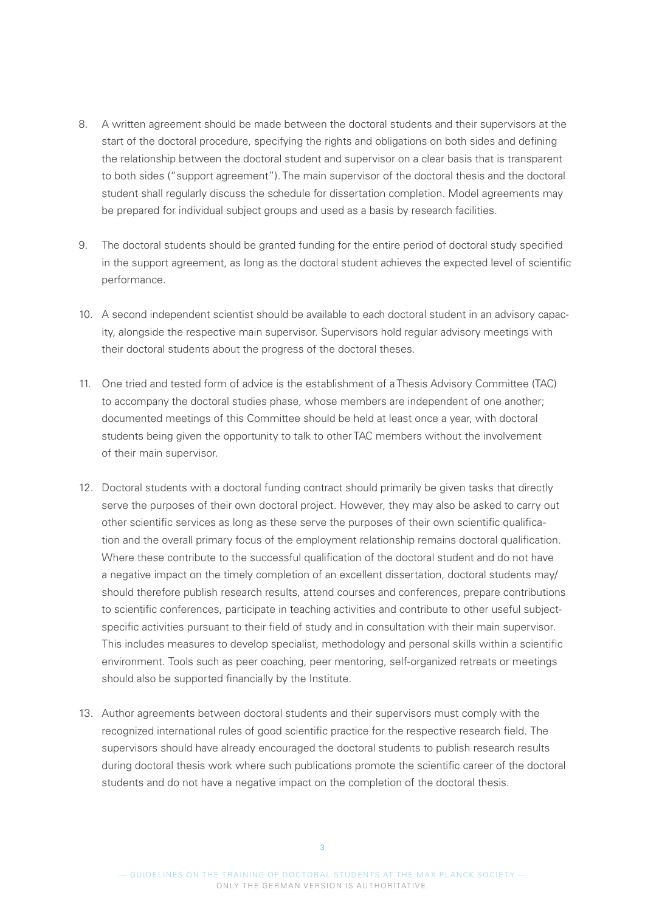8. A written agreement should be made between the doctoral students and their supervisors at the start of the doctoral procedure, specifying the rights and obligations on both sides and defining the relationship between the doctoral student and supervisor on a clear basis that is transparent to both sides ("support agreement"). The main supervisor of the doctoral thesis and the doctoral student shall regularly discuss the schedule for dissertation completion. Model agreements may be prepared for individual subject groups and used as a basis by research facilities.

9. The doctoral students should be granted funding for the entire period of doctoral study specified in the support agreement, as long as the doctoral student achieves the expected level of scientific performance.

10. A second independent scientist should be available to each doctoral student in an advisory capacity, alongside the respective main supervisor. Supervisors hold regular advisory meetings with their doctoral students about the progress of the doctoral theses.

11. One tried and tested form of advice is the establishment of a Thesis Advisory Committee (TAC) to accompany the doctoral studies phase, whose members are independent of one another; documented meetings of this Committee should be held at least once a year, with doctoral students being given the opportunity to talk to other TAC members without the involvement of their main supervisor.

12. Doctoral students with a doctoral funding contract should primarily be given tasks that directly serve the purposes of their own doctoral project. However, they may also be asked to carry out other scientific services as long as these serve the purposes of their own scientific qualification and the overall primary focus of the employment relationship remains doctoral qualification. Where these contribute to the successful qualification of the doctoral student and do not have a negative impact on the timely completion of an excellent dissertation, doctoral students may/should therefore publish research results, attend courses and conferences, prepare contributions to scientific conferences, participate in teaching activities and contribute to other useful subject-specific activities pursuant to their field of study and in consultation with their main supervisor. This includes measures to develop specialist, methodology and personal skills within a scientific environment. Tools such as peer coaching, peer mentoring, self-organized retreats or meetings should also be supported financially by the Institute.

13. Author agreements between doctoral students and their supervisors must comply with the recognized international rules of good scientific practice for the respective research field. The supervisors should have already encouraged the doctoral students to publish research results during doctoral thesis work where such publications promote the scientific career of the doctoral students and do not have a negative impact on the completion of the doctoral thesis.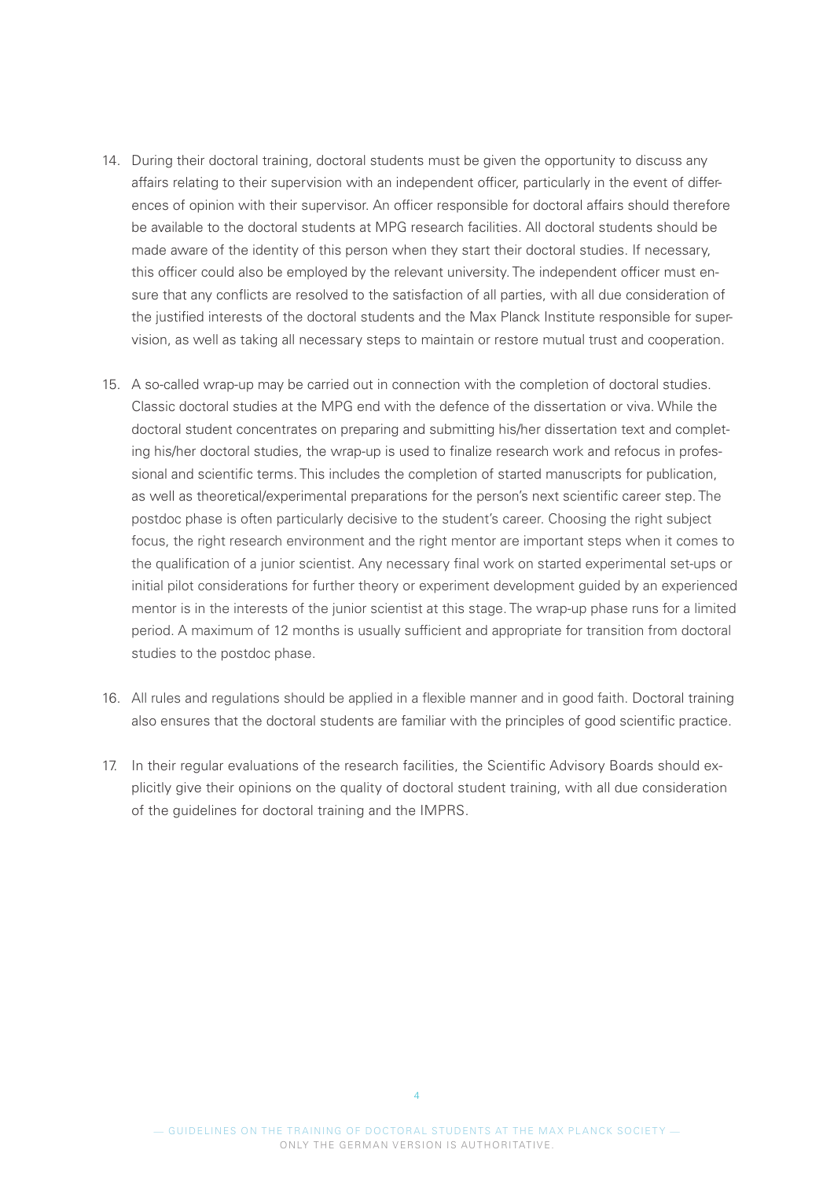14. During their doctoral training, doctoral students must be given the opportunity to discuss any affairs relating to their supervision with an independent officer, particularly in the event of differences of opinion with their supervisor. An officer responsible for doctoral affairs should therefore be available to the doctoral students at MPG research facilities. All doctoral students should be made aware of the identity of this person when they start their doctoral studies. If necessary, this officer could also be employed by the relevant university. The independent officer must ensure that any conflicts are resolved to the satisfaction of all parties, with all due consideration of the justified interests of the doctoral students and the Max Planck Institute responsible for supervision, as well as taking all necessary steps to maintain or restore mutual trust and cooperation.

15. A so-called wrap-up may be carried out in connection with the completion of doctoral studies. Classic doctoral studies at the MPG end with the defence of the dissertation or viva. While the doctoral student concentrates on preparing and submitting his/her dissertation text and completing his/her doctoral studies, the wrap-up is used to finalize research work and refocus in professional and scientific terms. This includes the completion of started manuscripts for publication, as well as theoretical/experimental preparations for the person's next scientific career step. The postdoc phase is often particularly decisive to the student's career. Choosing the right subject focus, the right research environment and the right mentor are important steps when it comes to the qualification of a junior scientist. Any necessary final work on started experimental set-ups or initial pilot considerations for further theory or experiment development guided by an experienced mentor is in the interests of the junior scientist at this stage. The wrap-up phase runs for a limited period. A maximum of 12 months is usually sufficient and appropriate for transition from doctoral studies to the postdoc phase.

16. All rules and regulations should be applied in a flexible manner and in good faith. Doctoral training also ensures that the doctoral students are familiar with the principles of good scientific practice.

17. In their regular evaluations of the research facilities, the Scientific Advisory Boards should explicitly give their opinions on the quality of doctoral student training, with all due consideration of the guidelines for doctoral training and the IMPRS.